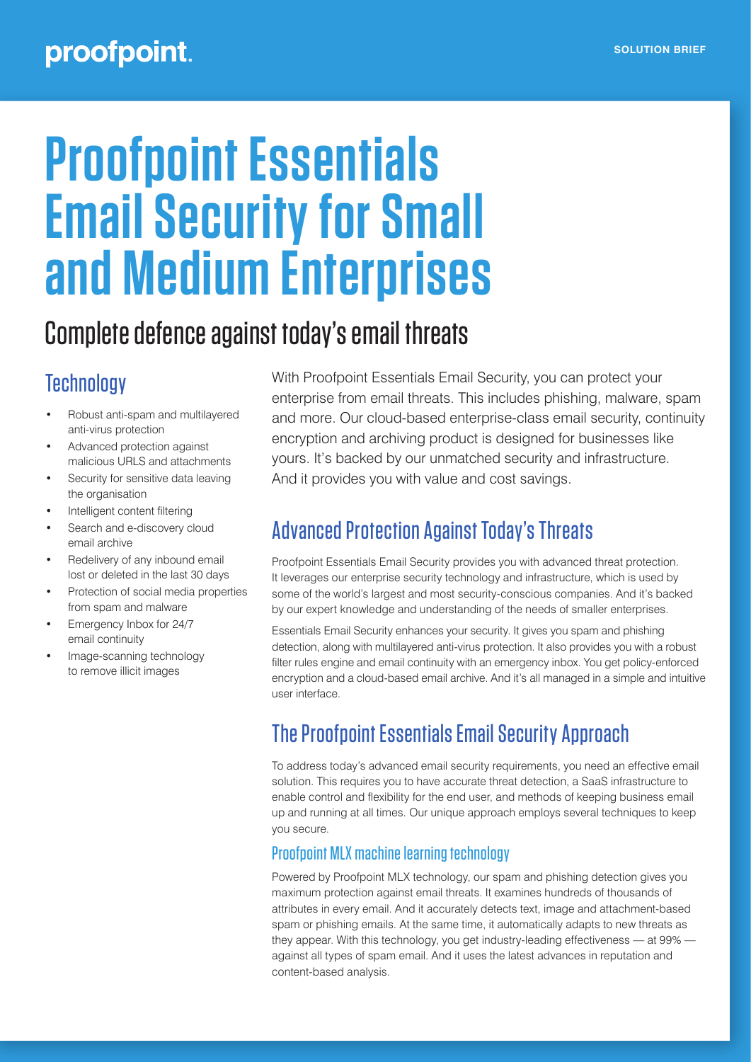# Proofpoint Essentials Email Security for Small and Medium Enterprises

## Complete defence against today's email threats

### Technology

- Robust anti-spam and multilayered anti-virus protection
- Advanced protection against malicious URLS and attachments
- Security for sensitive data leaving the organisation
- Intelligent content filtering
- Search and e-discovery cloud email archive
- Redelivery of any inbound email lost or deleted in the last 30 days
- Protection of social media properties from spam and malware
- Emergency Inbox for 24/7 email continuity
- Image-scanning technology to remove illicit images

With Proofpoint Essentials Email Security, you can protect your enterprise from email threats. This includes phishing, malware, spam and more. Our cloud-based enterprise-class email security, continuity encryption and archiving product is designed for businesses like yours. It's backed by our unmatched security and infrastructure. And it provides you with value and cost savings.

## Advanced Protection Against Today's Threats

Proofpoint Essentials Email Security provides you with advanced threat protection. It leverages our enterprise security technology and infrastructure, which is used by some of the world's largest and most security-conscious companies. And it's backed by our expert knowledge and understanding of the needs of smaller enterprises.

Essentials Email Security enhances your security. It gives you spam and phishing detection, along with multilayered anti-virus protection. It also provides you with a robust filter rules engine and email continuity with an emergency inbox. You get policy-enforced encryption and a cloud-based email archive. And it's all managed in a simple and intuitive user interface.

## The Proofpoint Essentials Email Security Approach

To address today's advanced email security requirements, you need an effective email solution. This requires you to have accurate threat detection, a SaaS infrastructure to enable control and flexibility for the end user, and methods of keeping business email up and running at all times. Our unique approach employs several techniques to keep you secure.

### Proofpoint MLX machine learning technology

Powered by Proofpoint MLX technology, our spam and phishing detection gives you maximum protection against email threats. It examines hundreds of thousands of attributes in every email. And it accurately detects text, image and attachment-based spam or phishing emails. At the same time, it automatically adapts to new threats as they appear. With this technology, you get industry-leading effectiveness — at 99% — against all types of spam email. And it uses the latest advances in reputation and content-based analysis.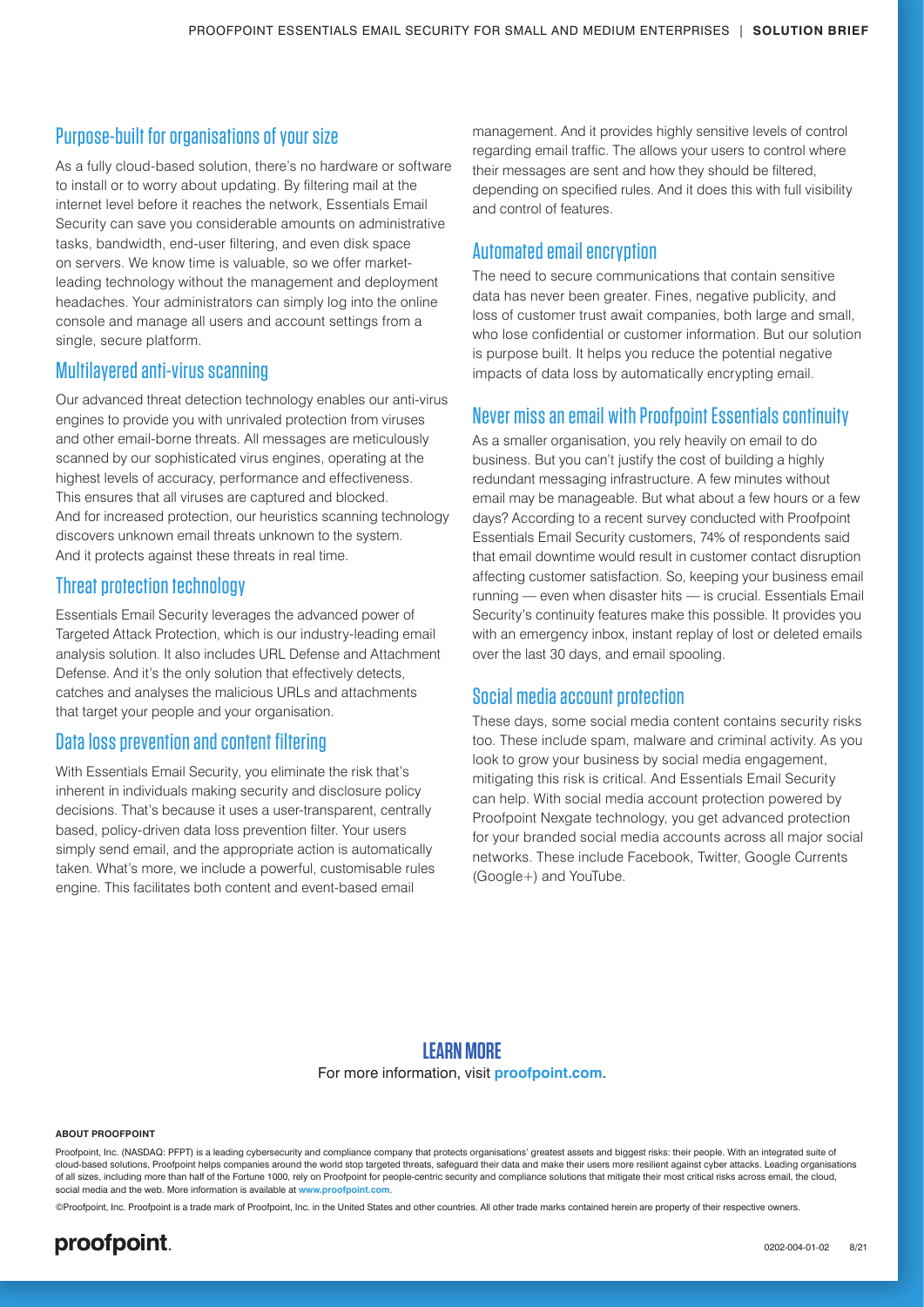## Purpose-built for organisations of your size

As a fully cloud-based solution, there's no hardware or software to install or to worry about updating. By filtering mail at the internet level before it reaches the network, Essentials Email Security can save you considerable amounts on administrative tasks, bandwidth, end-user filtering, and even disk space on servers. We know time is valuable, so we offer market-leading technology without the management and deployment headaches. Your administrators can simply log into the online console and manage all users and account settings from a single, secure platform.

## Multilayered anti-virus scanning

Our advanced threat detection technology enables our anti-virus engines to provide you with unrivaled protection from viruses and other email-borne threats. All messages are meticulously scanned by our sophisticated virus engines, operating at the highest levels of accuracy, performance and effectiveness. This ensures that all viruses are captured and blocked. And for increased protection, our heuristics scanning technology discovers unknown email threats unknown to the system. And it protects against these threats in real time.

## Threat protection technology

Essentials Email Security leverages the advanced power of Targeted Attack Protection, which is our industry-leading email analysis solution. It also includes URL Defense and Attachment Defense. And it's the only solution that effectively detects, catches and analyses the malicious URLs and attachments that target your people and your organisation.

## Data loss prevention and content filtering

With Essentials Email Security, you eliminate the risk that's inherent in individuals making security and disclosure policy decisions. That's because it uses a user-transparent, centrally based, policy-driven data loss prevention filter. Your users simply send email, and the appropriate action is automatically taken. What's more, we include a powerful, customisable rules engine. This facilitates both content and event-based email management. And it provides highly sensitive levels of control regarding email traffic. The allows your users to control where their messages are sent and how they should be filtered, depending on specified rules. And it does this with full visibility and control of features.

## Automated email encryption

The need to secure communications that contain sensitive data has never been greater. Fines, negative publicity, and loss of customer trust await companies, both large and small, who lose confidential or customer information. But our solution is purpose built. It helps you reduce the potential negative impacts of data loss by automatically encrypting email.

## Never miss an email with Proofpoint Essentials continuity

As a smaller organisation, you rely heavily on email to do business. But you can't justify the cost of building a highly redundant messaging infrastructure. A few minutes without email may be manageable. But what about a few hours or a few days? According to a recent survey conducted with Proofpoint Essentials Email Security customers, 74% of respondents said that email downtime would result in customer contact disruption affecting customer satisfaction. So, keeping your business email running — even when disaster hits — is crucial. Essentials Email Security's continuity features make this possible. It provides you with an emergency inbox, instant replay of lost or deleted emails over the last 30 days, and email spooling.

## Social media account protection

These days, some social media content contains security risks too. These include spam, malware and criminal activity. As you look to grow your business by social media engagement, mitigating this risk is critical. And Essentials Email Security can help. With social media account protection powered by Proofpoint Nexgate technology, you get advanced protection for your branded social media accounts across all major social networks. These include Facebook, Twitter, Google Currents (Google+) and YouTube.

## LEARN MORE

For more information, visit **proofpoint.com**.

**ABOUT PROOFPOINT**

Proofpoint, Inc. (NASDAQ: PFPT) is a leading cybersecurity and compliance company that protects organisations' greatest assets and biggest risks: their people. With an integrated suite of cloud-based solutions, Proofpoint helps companies around the world stop targeted threats, safeguard their data and make their users more resilient against cyber attacks. Leading organisations of all sizes, including more than half of the Fortune 1000, rely on Proofpoint for people-centric security and compliance solutions that mitigate their most critical risks across email, the cloud, social media and the web. More information is available at **www.proofpoint.com**.

©Proofpoint, Inc. Proofpoint is a trade mark of Proofpoint, Inc. in the United States and other countries. All other trade marks contained herein are property of their respective owners.

proofpoint.

0202-004-01-02 8/21